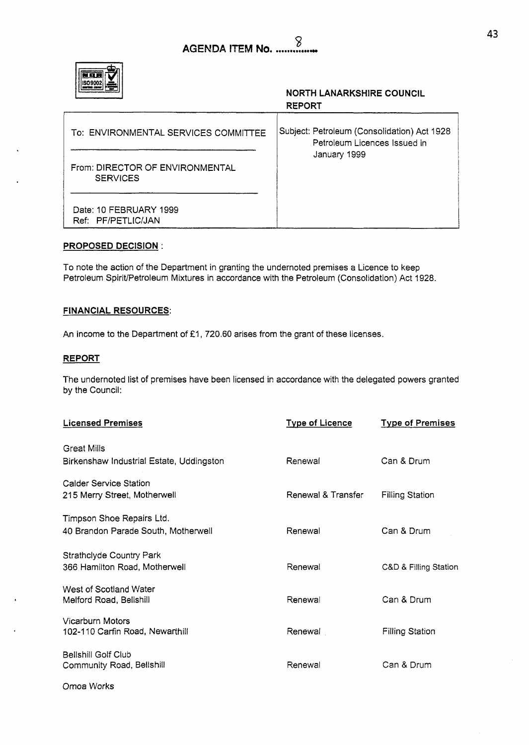**AGENDA ITEM No. 8**

**NORTH LANARKSHIRE COUNCIL**
**REPORT**

| To: ENVIRONMENTAL SERVICES COMMITTEE | Subject: Petroleum (Consolidation) Act 1928 Petroleum Licences Issued in January 1999 |
|---|---|
| From: DIRECTOR OF ENVIRONMENTAL SERVICES | |
| Date: 10 FEBRUARY 1999<br>Ref: PF/PETLIC/JAN | |

**PROPOSED DECISION** :

To note the action of the Department in granting the undernoted premises a Licence to keep Petroleum Spirit/Petroleum Mixtures in accordance with the Petroleum (Consolidation) Act 1928.

**FINANCIAL RESOURCES**:

An income to the Department of £1, 720.60 arises from the grant of these licenses.

**REPORT**

The undernoted list of premises have been licensed in accordance with the delegated powers granted by the Council:

| Licensed Premises | Type of Licence | Type of Premises |
|---|---|---|
| Great Mills<br>Birkenshaw Industrial Estate, Uddingston | Renewal | Can & Drum |
| Calder Service Station<br>215 Merry Street, Motherwell | Renewal & Transfer | Filling Station |
| Timpson Shoe Repairs Ltd.<br>40 Brandon Parade South, Motherwell | Renewal | Can & Drum |
| Strathclyde Country Park<br>366 Hamilton Road, Motherwell | Renewal | C&D & Filling Station |
| West of Scotland Water<br>Melford Road, Bellshill | Renewal | Can & Drum |
| Vicarburn Motors<br>102-110 Carfin Road, Newarthill | Renewal | Filling Station |
| Bellshill Golf Club<br>Community Road, Bellshill | Renewal | Can & Drum |
| Omoa Works | | |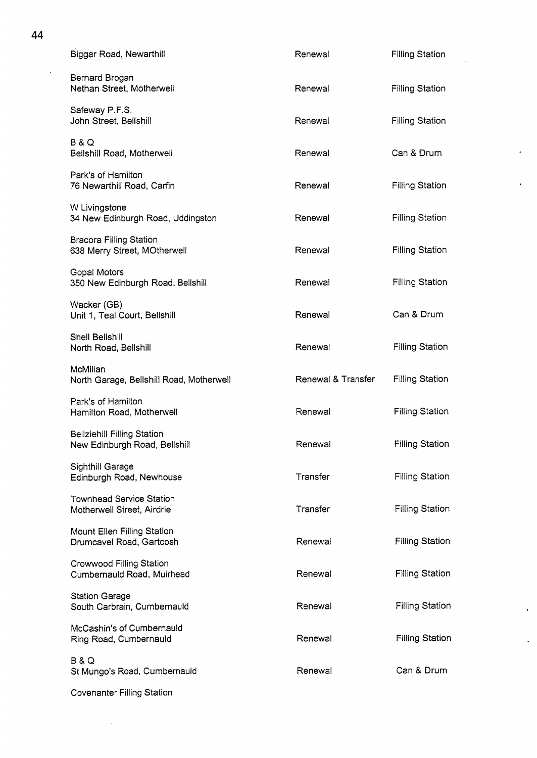| | | |
|---|---|---|
| Biggar Road, Newarthill | Renewal | Filling Station |
| Bernard Brogan<br>Nethan Street, Motherwell | Renewal | Filling Station |
| Safeway P.F.S.<br>John Street, Bellshill | Renewal | Filling Station |
| B & Q<br>Bellshill Road, Motherwell | Renewal | Can & Drum |
| Park's of Hamilton<br>76 Newarthill Road, Carfin | Renewal | Filling Station |
| W Livingstone<br>34 New Edinburgh Road, Uddingston | Renewal | Filling Station |
| Bracora Filling Station<br>638 Merry Street, MOtherwell | Renewal | Filling Station |
| Gopal Motors<br>350 New Edinburgh Road, Bellshill | Renewal | Filling Station |
| Wacker (GB)<br>Unit 1, Teal Court, Bellshill | Renewal | Can & Drum |
| Shell Bellshill<br>North Road, Bellshill | Renewal | Filling Station |
| McMillan<br>North Garage, Bellshill Road, Motherwell | Renewal & Transfer | Filling Station |
| Park's of Hamilton<br>Hamilton Road, Motherwell | Renewal | Filling Station |
| Bellziehill Filling Station<br>New Edinburgh Road, Bellshill | Renewal | Filling Station |
| Sighthill Garage<br>Edinburgh Road, Newhouse | Transfer | Filling Station |
| Townhead Service Station<br>Motherwell Street, Airdrie | Transfer | Filling Station |
| Mount Ellen Filling Station<br>Drumcavel Road, Gartcosh | Renewal | Filling Station |
| Crowwood Filling Station<br>Cumbernauld Road, Muirhead | Renewal | Filling Station |
| Station Garage<br>South Carbrain, Cumbernauld | Renewal | Filling Station |
| McCashin's of Cumbernauld<br>Ring Road, Cumbernauld | Renewal | Filling Station |
| B & Q<br>St Mungo's Road, Cumbernauld | Renewal | Can & Drum |
| Covenanter Filling Station | | |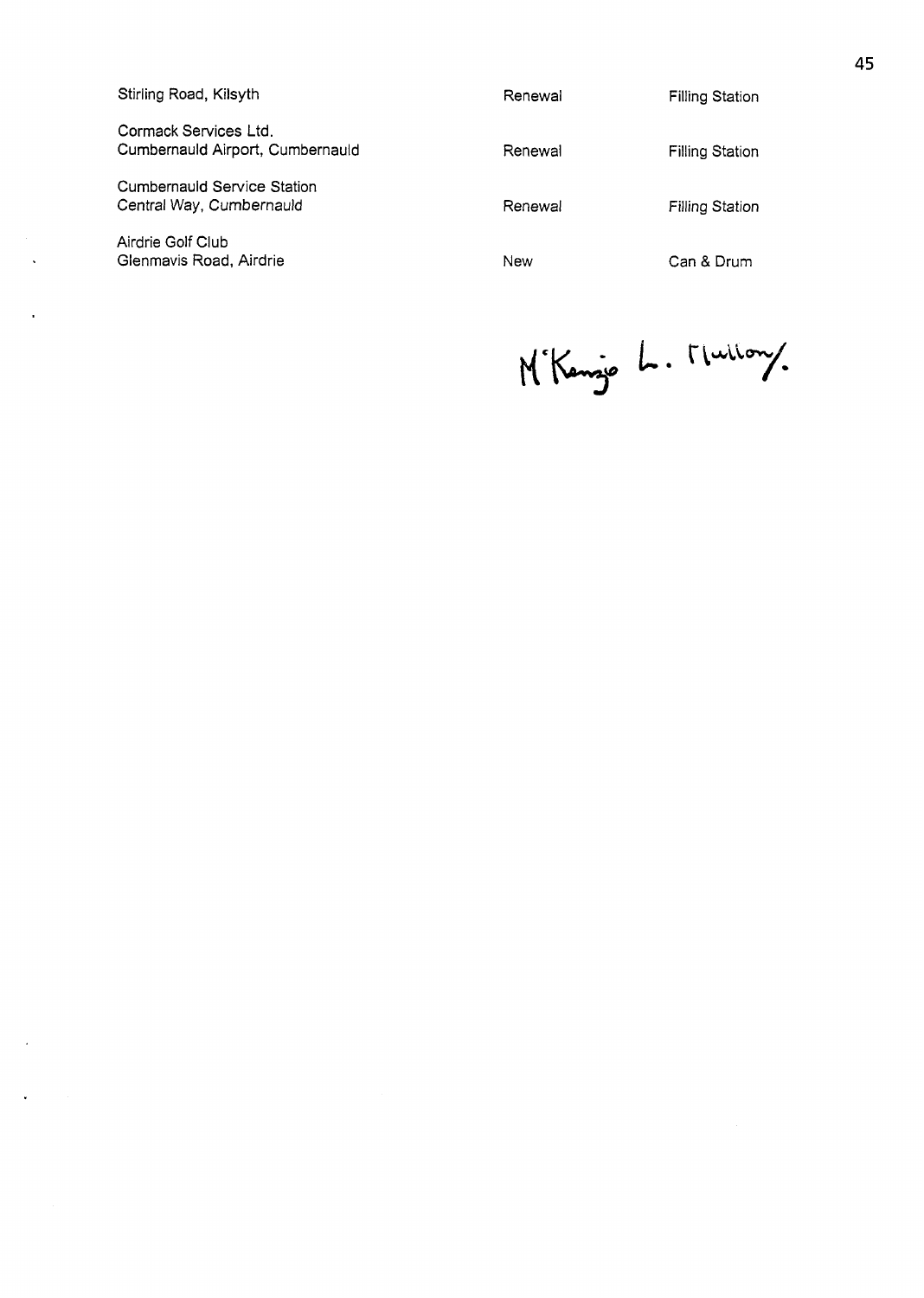| | | |
|---|---|---|
| Stirling Road, Kilsyth | Renewal | Filling Station |
| Cormack Services Ltd.<br>Cumbernauld Airport, Cumbernauld | Renewal | Filling Station |
| Cumbernauld Service Station<br>Central Way, Cumbernauld | Renewal | Filling Station |
| Airdrie Golf Club<br>Glenmavis Road, Airdrie | New | Can & Drum |

M'Kenzie L. Mullon/.